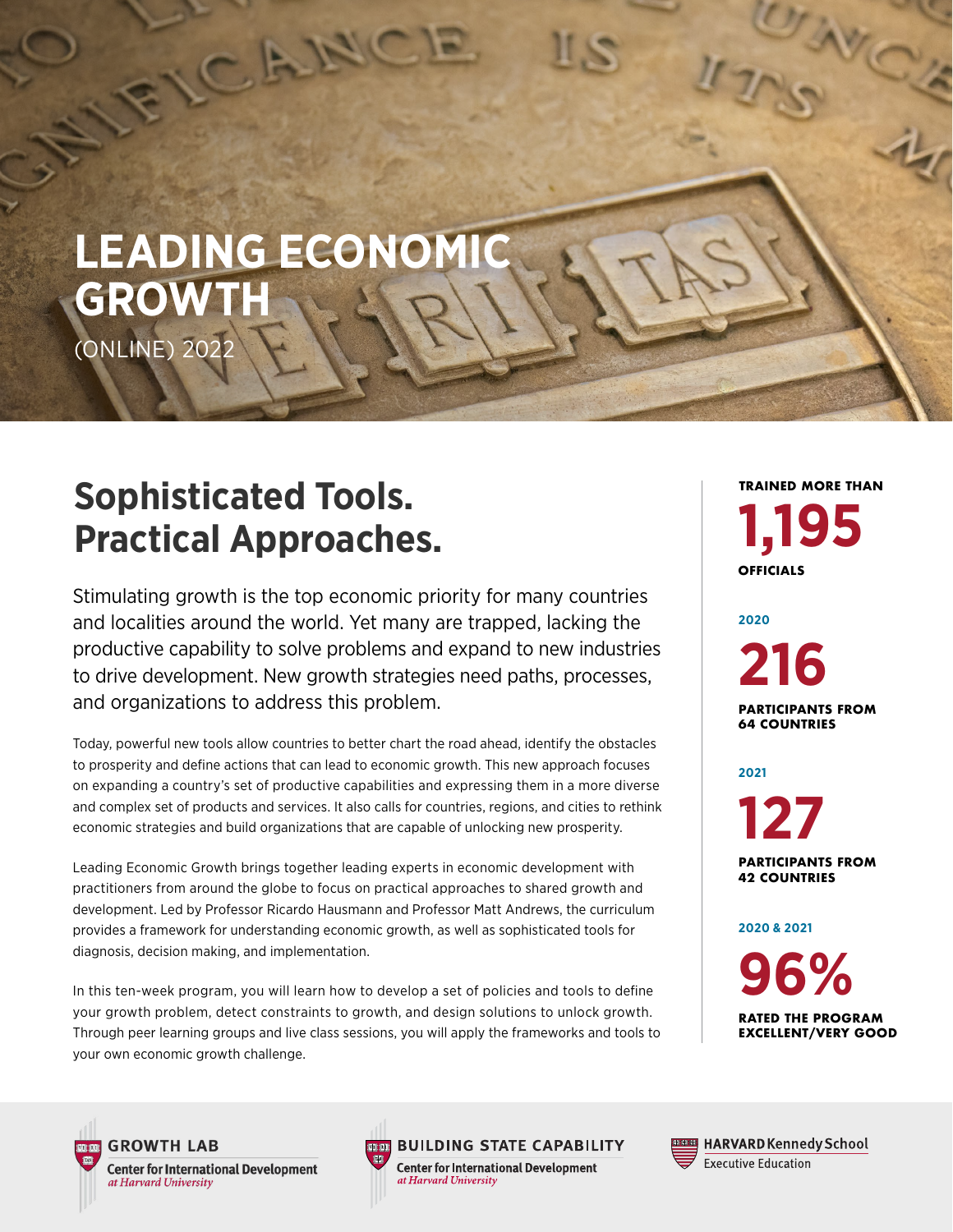# LEADING ECONOMIC GROWTH

(ONLINE) 2022

## Sophisticated Tools. Practical Approaches.

Stimulating growth is the top economic priority for many countries and localities around the world. Yet many are trapped, lacking the productive capability to solve problems and expand to new industries to drive development. New growth strategies need paths, processes, and organizations to address this problem.

Today, powerful new tools allow countries to better chart the road ahead, identify the obstacles to prosperity and define actions that can lead to economic growth. This new approach focuses on expanding a country's set of productive capabilities and expressing them in a more diverse and complex set of products and services. It also calls for countries, regions, and cities to rethink economic strategies and build organizations that are capable of unlocking new prosperity.

Leading Economic Growth brings together leading experts in economic development with practitioners from around the globe to focus on practical approaches to shared growth and development. Led by Professor Ricardo Hausmann and Professor Matt Andrews, the curriculum provides a framework for understanding economic growth, as well as sophisticated tools for diagnosis, decision making, and implementation.

In this ten-week program, you will learn how to develop a set of policies and tools to define your growth problem, detect constraints to growth, and design solutions to unlock growth. Through peer learning groups and live class sessions, you will apply the frameworks and tools to your own economic growth challenge.

**TRAINED MORE THAN**
**1,195**
**OFFICIALS**

**2020**
**216**
**PARTICIPANTS FROM 64 COUNTRIES**

**2021**
**127**
**PARTICIPANTS FROM 42 COUNTRIES**

**2020 & 2021**
**96%**
**RATED THE PROGRAM EXCELLENT/VERY GOOD**

GROWTH LAB
Center for International Development *at Harvard University*

BUILDING STATE CAPABILITY
Center for International Development *at Harvard University*

HARVARD Kennedy School
Executive Education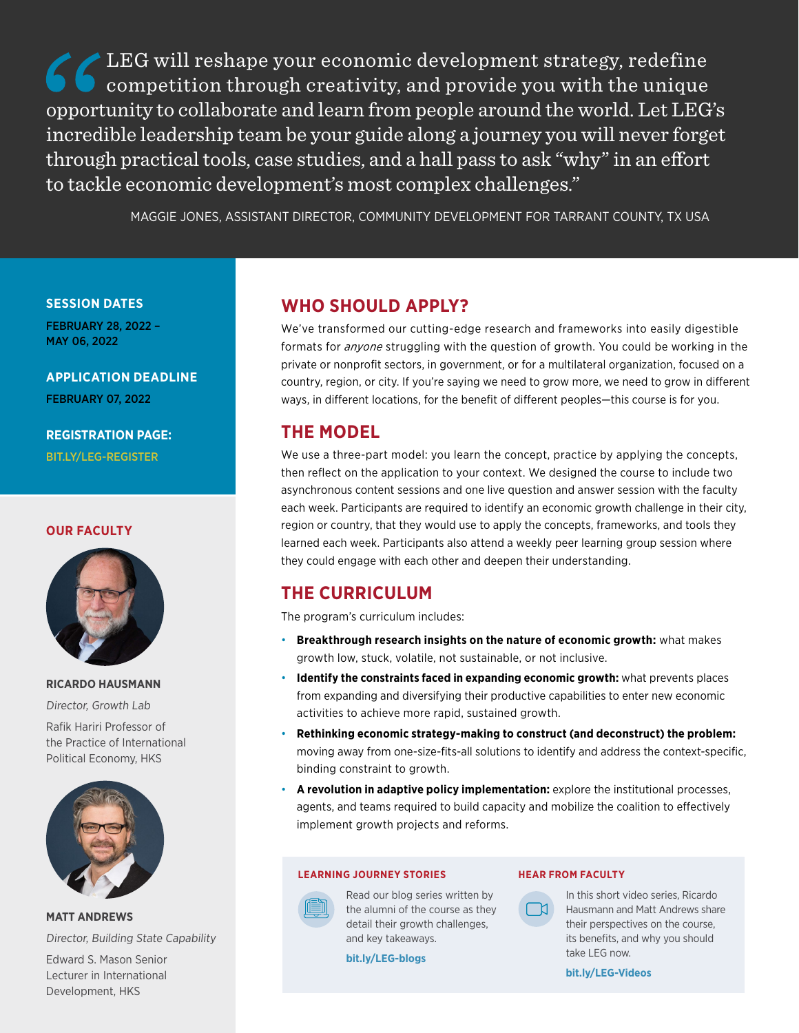> "LEG will reshape your economic development strategy, redefine competition through creativity, and provide you with the unique opportunity to collaborate and learn from people around the world. Let LEG's incredible leadership team be your guide along a journey you will never forget through practical tools, case studies, and a hall pass to ask "why" in an effort to tackle economic development's most complex challenges."

MAGGIE JONES, ASSISTANT DIRECTOR, COMMUNITY DEVELOPMENT FOR TARRANT COUNTY, TX USA

**SESSION DATES**

FEBRUARY 28, 2022 – MAY 06, 2022

**APPLICATION DEADLINE**

FEBRUARY 07, 2022

**REGISTRATION PAGE:**

BIT.LY/LEG-REGISTER

## WHO SHOULD APPLY?

We've transformed our cutting-edge research and frameworks into easily digestible formats for *anyone* struggling with the question of growth. You could be working in the private or nonprofit sectors, in government, or for a multilateral organization, focused on a country, region, or city. If you're saying we need to grow more, we need to grow in different ways, in different locations, for the benefit of different peoples—this course is for you.

## THE MODEL

We use a three-part model: you learn the concept, practice by applying the concepts, then reflect on the application to your context. We designed the course to include two asynchronous content sessions and one live question and answer session with the faculty each week. Participants are required to identify an economic growth challenge in their city, region or country, that they would use to apply the concepts, frameworks, and tools they learned each week. Participants also attend a weekly peer learning group session where they could engage with each other and deepen their understanding.

## THE CURRICULUM

The program's curriculum includes:

- **Breakthrough research insights on the nature of economic growth:** what makes growth low, stuck, volatile, not sustainable, or not inclusive.
- **Identify the constraints faced in expanding economic growth:** what prevents places from expanding and diversifying their productive capabilities to enter new economic activities to achieve more rapid, sustained growth.
- **Rethinking economic strategy-making to construct (and deconstruct) the problem:** moving away from one-size-fits-all solutions to identify and address the context-specific, binding constraint to growth.
- **A revolution in adaptive policy implementation:** explore the institutional processes, agents, and teams required to build capacity and mobilize the coalition to effectively implement growth projects and reforms.

## OUR FACULTY

**RICARDO HAUSMANN**

*Director, Growth Lab*

Rafik Hariri Professor of the Practice of International Political Economy, HKS

**MATT ANDREWS**

*Director, Building State Capability*

Edward S. Mason Senior Lecturer in International Development, HKS

### LEARNING JOURNEY STORIES

Read our blog series written by the alumni of the course as they detail their growth challenges, and key takeaways.

**bit.ly/LEG-blogs**

### HEAR FROM FACULTY

In this short video series, Ricardo Hausmann and Matt Andrews share their perspectives on the course, its benefits, and why you should take LEG now.

**bit.ly/LEG-Videos**